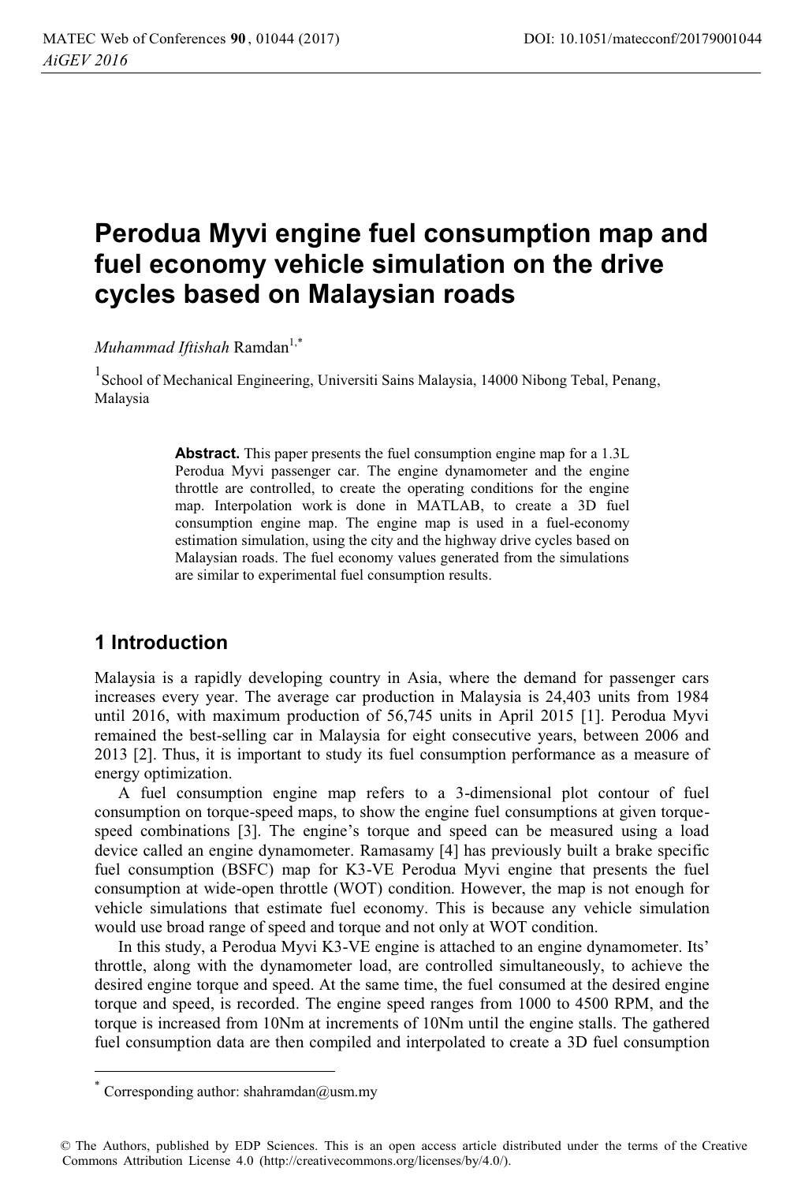# Perodua Myvi engine fuel consumption map and fuel economy vehicle simulation on the drive cycles based on Malaysian roads

*Muhammad Iftishah* Ramdan[1,*]

[1]School of Mechanical Engineering, Universiti Sains Malaysia, 14000 Nibong Tebal, Penang, Malaysia

**Abstract.** This paper presents the fuel consumption engine map for a 1.3L Perodua Myvi passenger car. The engine dynamometer and the engine throttle are controlled, to create the operating conditions for the engine map. Interpolation work is done in MATLAB, to create a 3D fuel consumption engine map. The engine map is used in a fuel-economy estimation simulation, using the city and the highway drive cycles based on Malaysian roads. The fuel economy values generated from the simulations are similar to experimental fuel consumption results.

## 1 Introduction

Malaysia is a rapidly developing country in Asia, where the demand for passenger cars increases every year. The average car production in Malaysia is 24,403 units from 1984 until 2016, with maximum production of 56,745 units in April 2015 [1]. Perodua Myvi remained the best-selling car in Malaysia for eight consecutive years, between 2006 and 2013 [2]. Thus, it is important to study its fuel consumption performance as a measure of energy optimization.

A fuel consumption engine map refers to a 3-dimensional plot contour of fuel consumption on torque-speed maps, to show the engine fuel consumptions at given torque-speed combinations [3]. The engine's torque and speed can be measured using a load device called an engine dynamometer. Ramasamy [4] has previously built a brake specific fuel consumption (BSFC) map for K3-VE Perodua Myvi engine that presents the fuel consumption at wide-open throttle (WOT) condition. However, the map is not enough for vehicle simulations that estimate fuel economy. This is because any vehicle simulation would use broad range of speed and torque and not only at WOT condition.

In this study, a Perodua Myvi K3-VE engine is attached to an engine dynamometer. Its' throttle, along with the dynamometer load, are controlled simultaneously, to achieve the desired engine torque and speed. At the same time, the fuel consumed at the desired engine torque and speed, is recorded. The engine speed ranges from 1000 to 4500 RPM, and the torque is increased from 10Nm at increments of 10Nm until the engine stalls. The gathered fuel consumption data are then compiled and interpolated to create a 3D fuel consumption

\* Corresponding author: shahramdan@usm.my

© The Authors, published by EDP Sciences. This is an open access article distributed under the terms of the Creative Commons Attribution License 4.0 (http://creativecommons.org/licenses/by/4.0/).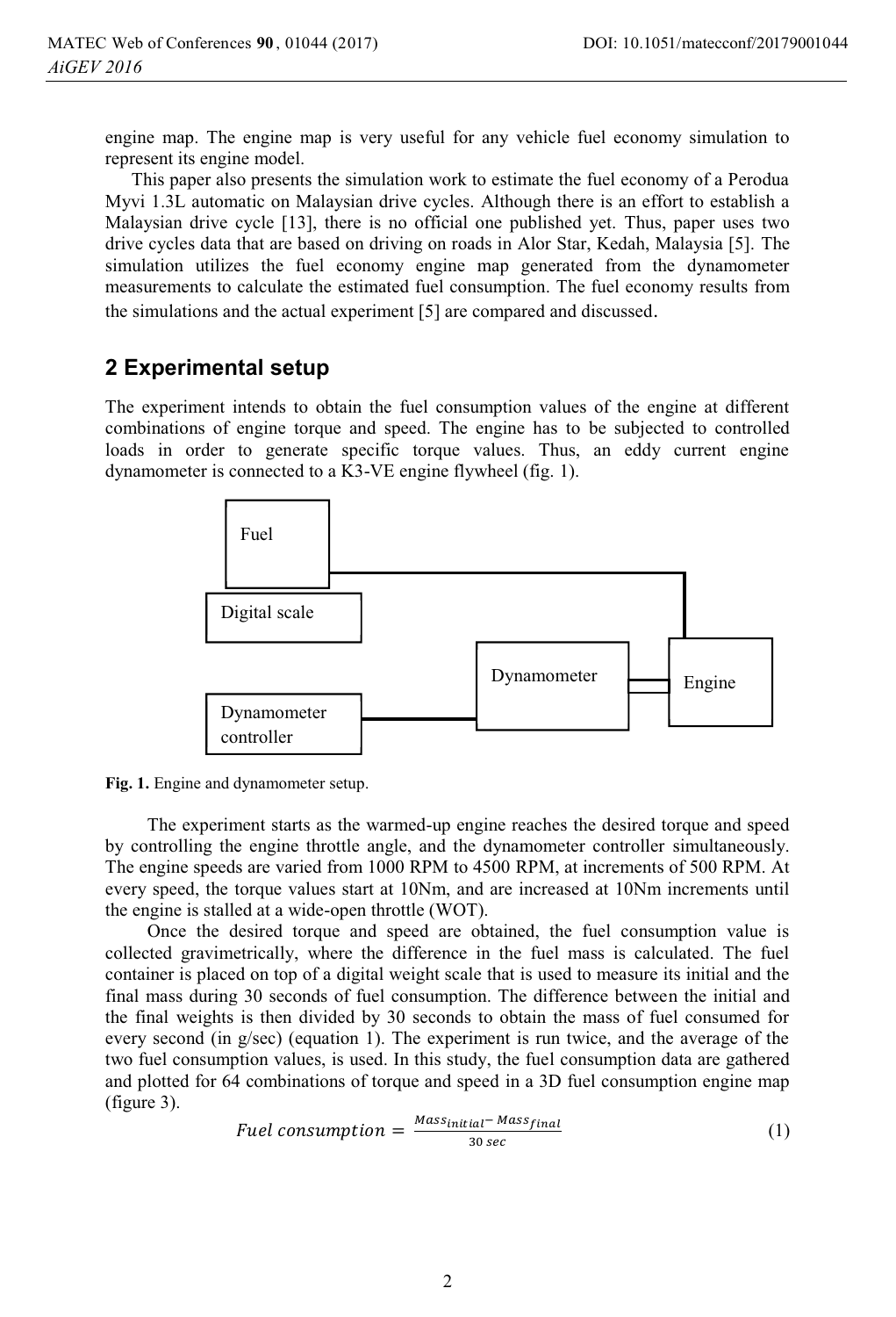engine map. The engine map is very useful for any vehicle fuel economy simulation to represent its engine model.

This paper also presents the simulation work to estimate the fuel economy of a Perodua Myvi 1.3L automatic on Malaysian drive cycles. Although there is an effort to establish a Malaysian drive cycle [13], there is no official one published yet. Thus, paper uses two drive cycles data that are based on driving on roads in Alor Star, Kedah, Malaysia [5]. The simulation utilizes the fuel economy engine map generated from the dynamometer measurements to calculate the estimated fuel consumption. The fuel economy results from the simulations and the actual experiment [5] are compared and discussed.

## 2 Experimental setup

The experiment intends to obtain the fuel consumption values of the engine at different combinations of engine torque and speed. The engine has to be subjected to controlled loads in order to generate specific torque values. Thus, an eddy current engine dynamometer is connected to a K3-VE engine flywheel (fig. 1).

Fuel

Digital scale

Dynamometer

Engine

Dynamometer controller

**Fig. 1.** Engine and dynamometer setup.

The experiment starts as the warmed-up engine reaches the desired torque and speed by controlling the engine throttle angle, and the dynamometer controller simultaneously. The engine speeds are varied from 1000 RPM to 4500 RPM, at increments of 500 RPM. At every speed, the torque values start at 10Nm, and are increased at 10Nm increments until the engine is stalled at a wide-open throttle (WOT).

Once the desired torque and speed are obtained, the fuel consumption value is collected gravimetrically, where the difference in the fuel mass is calculated. The fuel container is placed on top of a digital weight scale that is used to measure its initial and the final mass during 30 seconds of fuel consumption. The difference between the initial and the final weights is then divided by 30 seconds to obtain the mass of fuel consumed for every second (in g/sec) (equation 1). The experiment is run twice, and the average of the two fuel consumption values, is used. In this study, the fuel consumption data are gathered and plotted for 64 combinations of torque and speed in a 3D fuel consumption engine map (figure 3).

$$Fuel\ consumption = \frac{Mass_{initial} - Mass_{final}}{30\ sec} \tag{1}$$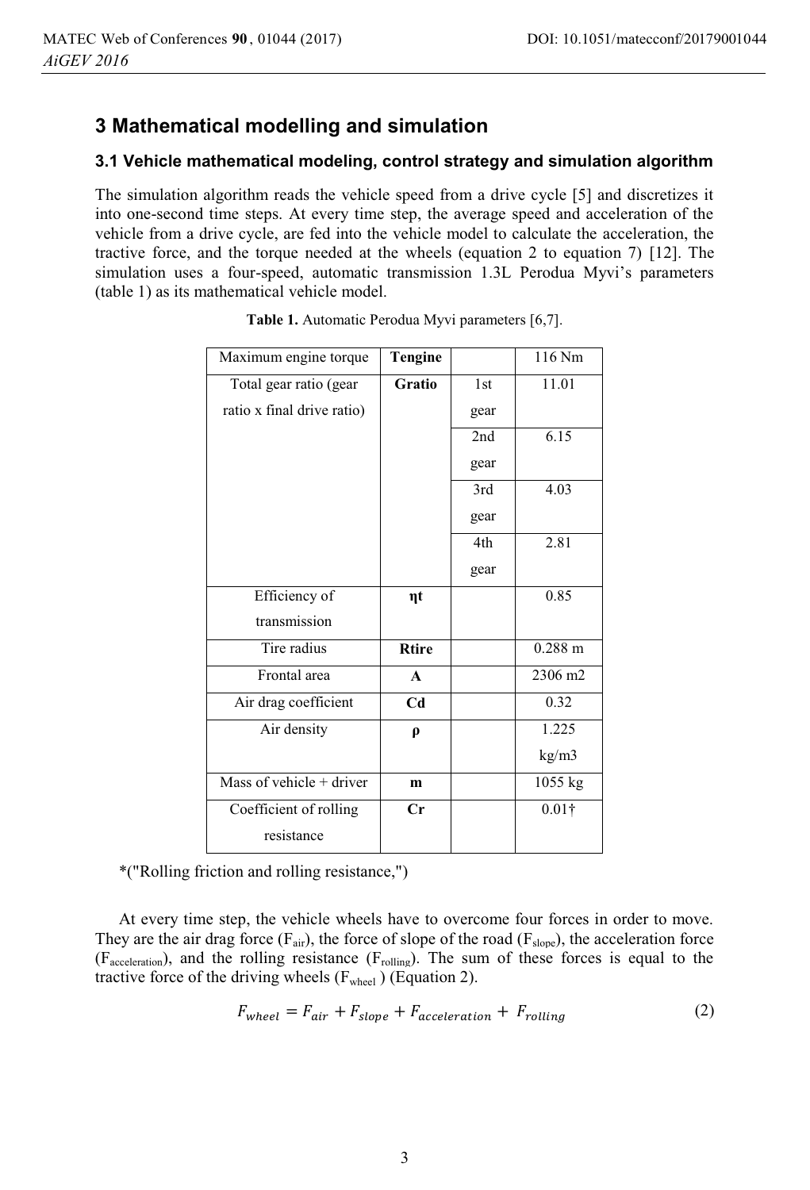## 3 Mathematical modelling and simulation

### 3.1 Vehicle mathematical modeling, control strategy and simulation algorithm

The simulation algorithm reads the vehicle speed from a drive cycle [5] and discretizes it into one-second time steps. At every time step, the average speed and acceleration of the vehicle from a drive cycle, are fed into the vehicle model to calculate the acceleration, the tractive force, and the torque needed at the wheels (equation 2 to equation 7) [12]. The simulation uses a four-speed, automatic transmission 1.3L Perodua Myvi's parameters (table 1) as its mathematical vehicle model.

**Table 1.** Automatic Perodua Myvi parameters [6,7].

| | | | |
|---|---|---|---|
| Maximum engine torque | **Tengine** | | 116 Nm |
| Total gear ratio (gear ratio x final drive ratio) | **Gratio** | 1st gear | 11.01 |
| | | 2nd gear | 6.15 |
| | | 3rd gear | 4.03 |
| | | 4th gear | 2.81 |
| Efficiency of transmission | **ηt** | | 0.85 |
| Tire radius | **Rtire** | | 0.288 m |
| Frontal area | **A** | | 2306 m2 |
| Air drag coefficient | **Cd** | | 0.32 |
| Air density | **ρ** | | 1.225 kg/m3 |
| Mass of vehicle + driver | **m** | | 1055 kg |
| Coefficient of rolling resistance | **Cr** | | 0.01† |

*("Rolling friction and rolling resistance,")

At every time step, the vehicle wheels have to overcome four forces in order to move. They are the air drag force ($F_{air}$), the force of slope of the road ($F_{slope}$), the acceleration force ($F_{acceleration}$), and the rolling resistance ($F_{rolling}$). The sum of these forces is equal to the tractive force of the driving wheels ($F_{wheel}$) (Equation 2).

$$F_{wheel} = F_{air} + F_{slope} + F_{acceleration} + F_{rolling} \tag{2}$$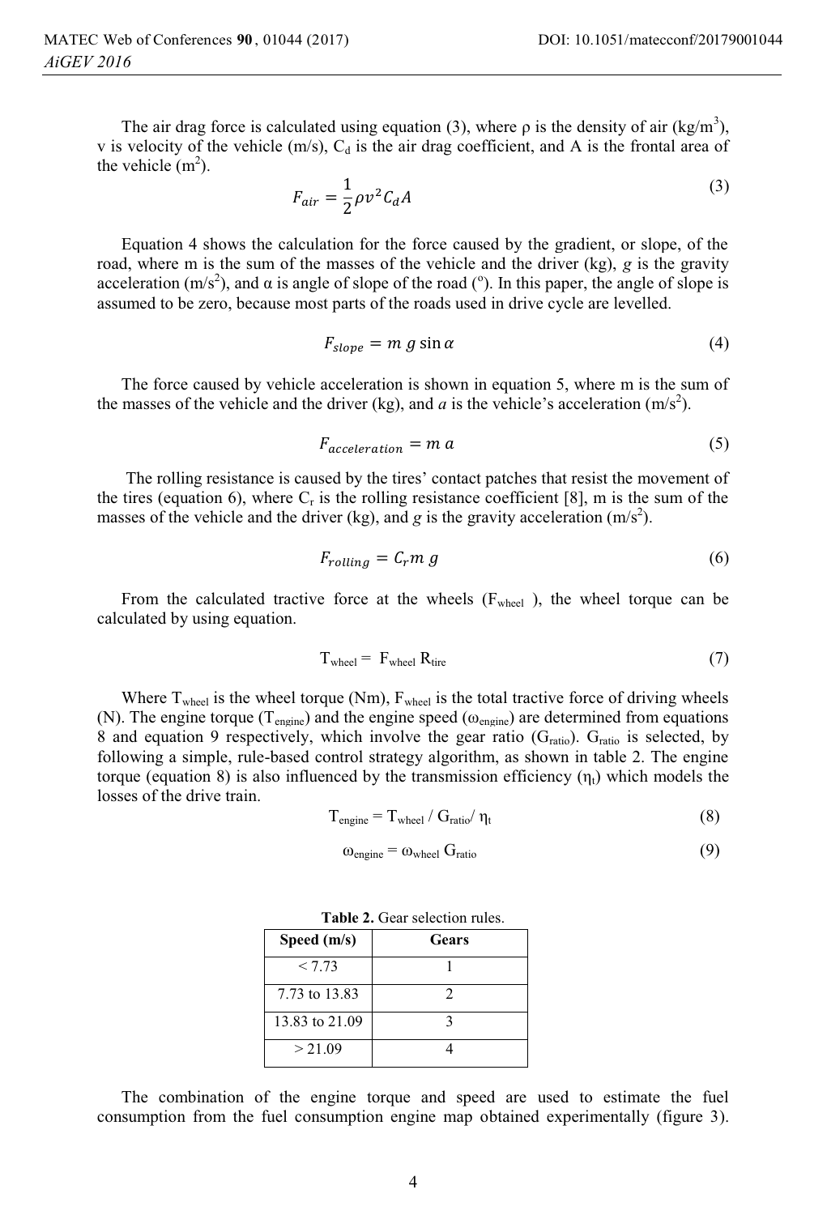The air drag force is calculated using equation (3), where ρ is the density of air (kg/m$^3$), v is velocity of the vehicle (m/s), $C_d$ is the air drag coefficient, and A is the frontal area of the vehicle (m$^2$).

$$F_{air} = \frac{1}{2}\rho v^2 C_d A \tag{3}$$

Equation 4 shows the calculation for the force caused by the gradient, or slope, of the road, where m is the sum of the masses of the vehicle and the driver (kg), $g$ is the gravity acceleration (m/s$^2$), and α is angle of slope of the road (°). In this paper, the angle of slope is assumed to be zero, because most parts of the roads used in drive cycle are levelled.

$$F_{slope} = m\ g \sin \alpha \tag{4}$$

The force caused by vehicle acceleration is shown in equation 5, where m is the sum of the masses of the vehicle and the driver (kg), and $a$ is the vehicle's acceleration (m/s$^2$).

$$F_{acceleration} = m\ a \tag{5}$$

The rolling resistance is caused by the tires' contact patches that resist the movement of the tires (equation 6), where $C_r$ is the rolling resistance coefficient [8], m is the sum of the masses of the vehicle and the driver (kg), and $g$ is the gravity acceleration (m/s$^2$).

$$F_{rolling} = C_r m\ g \tag{6}$$

From the calculated tractive force at the wheels ($F_{wheel}$ ), the wheel torque can be calculated by using equation.

$$T_{wheel} = F_{wheel}\ R_{tire} \tag{7}$$

Where $T_{wheel}$ is the wheel torque (Nm), $F_{wheel}$ is the total tractive force of driving wheels (N). The engine torque ($T_{engine}$) and the engine speed ($\omega_{engine}$) are determined from equations 8 and equation 9 respectively, which involve the gear ratio ($G_{ratio}$). $G_{ratio}$ is selected, by following a simple, rule-based control strategy algorithm, as shown in table 2. The engine torque (equation 8) is also influenced by the transmission efficiency ($\eta_t$) which models the losses of the drive train.

$$T_{engine} = T_{wheel} / G_{ratio} / \eta_t \tag{8}$$

$$\omega_{engine} = \omega_{wheel}\ G_{ratio} \tag{9}$$

**Table 2.** Gear selection rules.

| Speed (m/s) | Gears |
|---|---|
| < 7.73 | 1 |
| 7.73 to 13.83 | 2 |
| 13.83 to 21.09 | 3 |
| > 21.09 | 4 |

The combination of the engine torque and speed are used to estimate the fuel consumption from the fuel consumption engine map obtained experimentally (figure 3).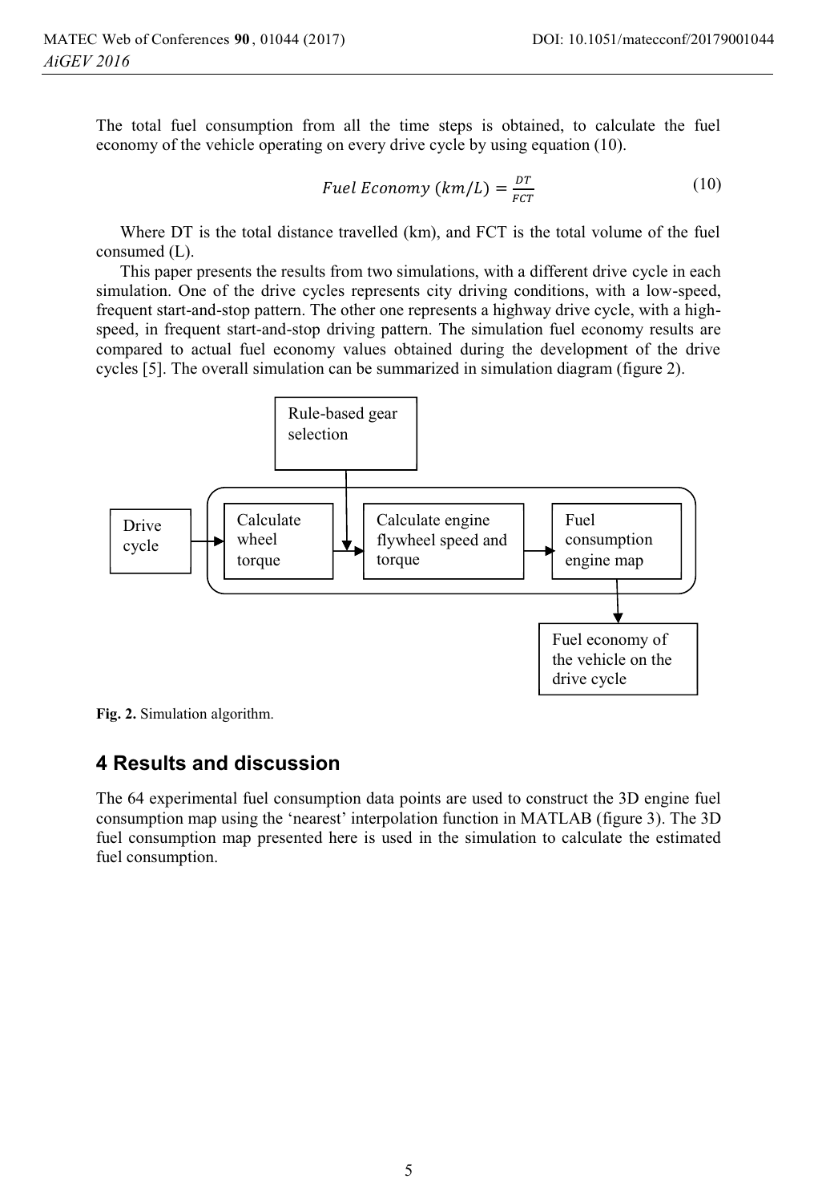The total fuel consumption from all the time steps is obtained, to calculate the fuel economy of the vehicle operating on every drive cycle by using equation (10).

$$Fuel\ Economy\ (km/L) = \frac{DT}{FCT} \tag{10}$$

Where DT is the total distance travelled (km), and FCT is the total volume of the fuel consumed (L).

This paper presents the results from two simulations, with a different drive cycle in each simulation. One of the drive cycles represents city driving conditions, with a low-speed, frequent start-and-stop pattern. The other one represents a highway drive cycle, with a high-speed, in frequent start-and-stop driving pattern. The simulation fuel economy results are compared to actual fuel economy values obtained during the development of the drive cycles [5]. The overall simulation can be summarized in simulation diagram (figure 2).

Rule-based gear selection

Drive cycle

Calculate wheel torque

Calculate engine flywheel speed and torque

Fuel consumption engine map

Fuel economy of the vehicle on the drive cycle

**Fig. 2.** Simulation algorithm.

## 4 Results and discussion

The 64 experimental fuel consumption data points are used to construct the 3D engine fuel consumption map using the 'nearest' interpolation function in MATLAB (figure 3). The 3D fuel consumption map presented here is used in the simulation to calculate the estimated fuel consumption.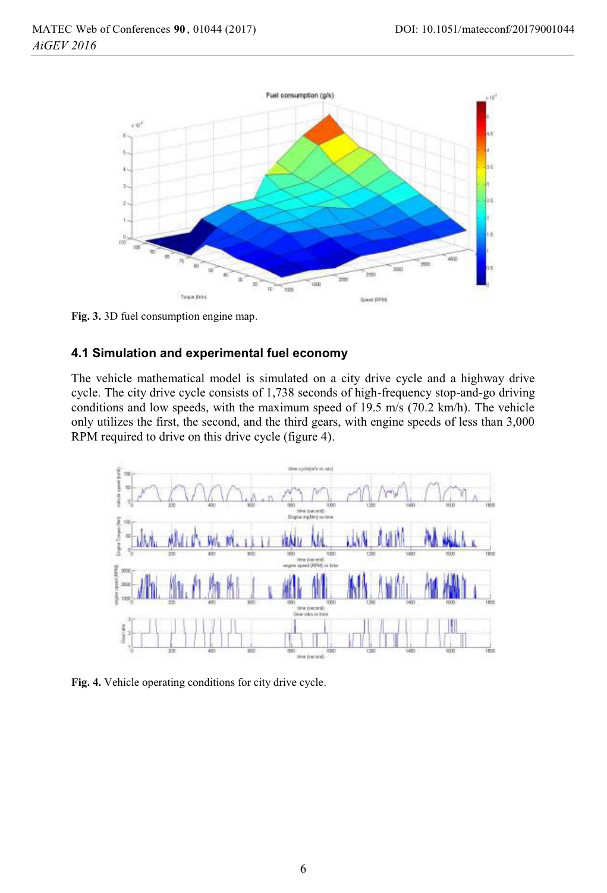**Fig. 3.** 3D fuel consumption engine map.

### 4.1 Simulation and experimental fuel economy

The vehicle mathematical model is simulated on a city drive cycle and a highway drive cycle. The city drive cycle consists of 1,738 seconds of high-frequency stop-and-go driving conditions and low speeds, with the maximum speed of 19.5 m/s (70.2 km/h). The vehicle only utilizes the first, the second, and the third gears, with engine speeds of less than 3,000 RPM required to drive on this drive cycle (figure 4).

**Fig. 4.** Vehicle operating conditions for city drive cycle.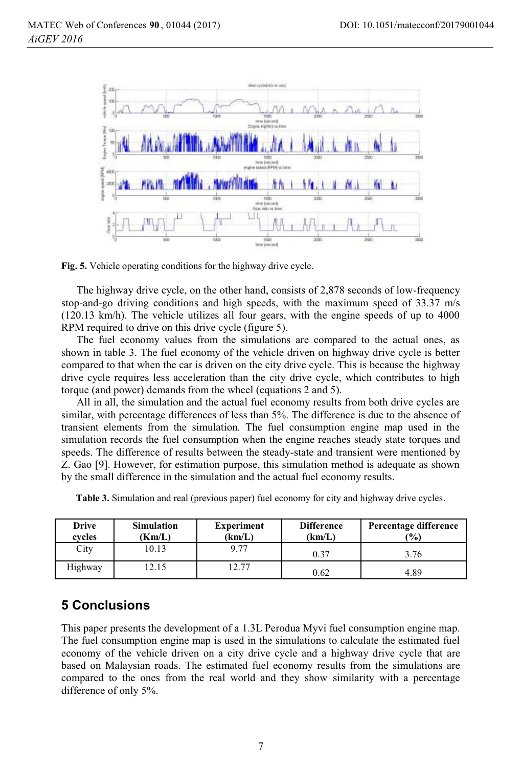drive cycle(km/h vs sec)

time (second)

Engine trq(Nm) vs time

time (second)

engine speed(RPM) vs time

time (second)

Gear ratio vs time

time (second)

**Fig. 5.** Vehicle operating conditions for the highway drive cycle.

The highway drive cycle, on the other hand, consists of 2,878 seconds of low-frequency stop-and-go driving conditions and high speeds, with the maximum speed of 33.37 m/s (120.13 km/h). The vehicle utilizes all four gears, with the engine speeds of up to 4000 RPM required to drive on this drive cycle (figure 5).

The fuel economy values from the simulations are compared to the actual ones, as shown in table 3. The fuel economy of the vehicle driven on highway drive cycle is better compared to that when the car is driven on the city drive cycle. This is because the highway drive cycle requires less acceleration than the city drive cycle, which contributes to high torque (and power) demands from the wheel (equations 2 and 5).

All in all, the simulation and the actual fuel economy results from both drive cycles are similar, with percentage differences of less than 5%. The difference is due to the absence of transient elements from the simulation. The fuel consumption engine map used in the simulation records the fuel consumption when the engine reaches steady state torques and speeds. The difference of results between the steady-state and transient were mentioned by Z. Gao [9]. However, for estimation purpose, this simulation method is adequate as shown by the small difference in the simulation and the actual fuel economy results.

**Table 3.** Simulation and real (previous paper) fuel economy for city and highway drive cycles.

| Drive cycles | Simulation (Km/L) | Experiment (km/L) | Difference (km/L) | Percentage difference (%) |
|---|---|---|---|---|
| City | 10.13 | 9.77 | 0.37 | 3.76 |
| Highway | 12.15 | 12.77 | 0.62 | 4.89 |

## 5 Conclusions

This paper presents the development of a 1.3L Perodua Myvi fuel consumption engine map. The fuel consumption engine map is used in the simulations to calculate the estimated fuel economy of the vehicle driven on a city drive cycle and a highway drive cycle that are based on Malaysian roads. The estimated fuel economy results from the simulations are compared to the ones from the real world and they show similarity with a percentage difference of only 5%.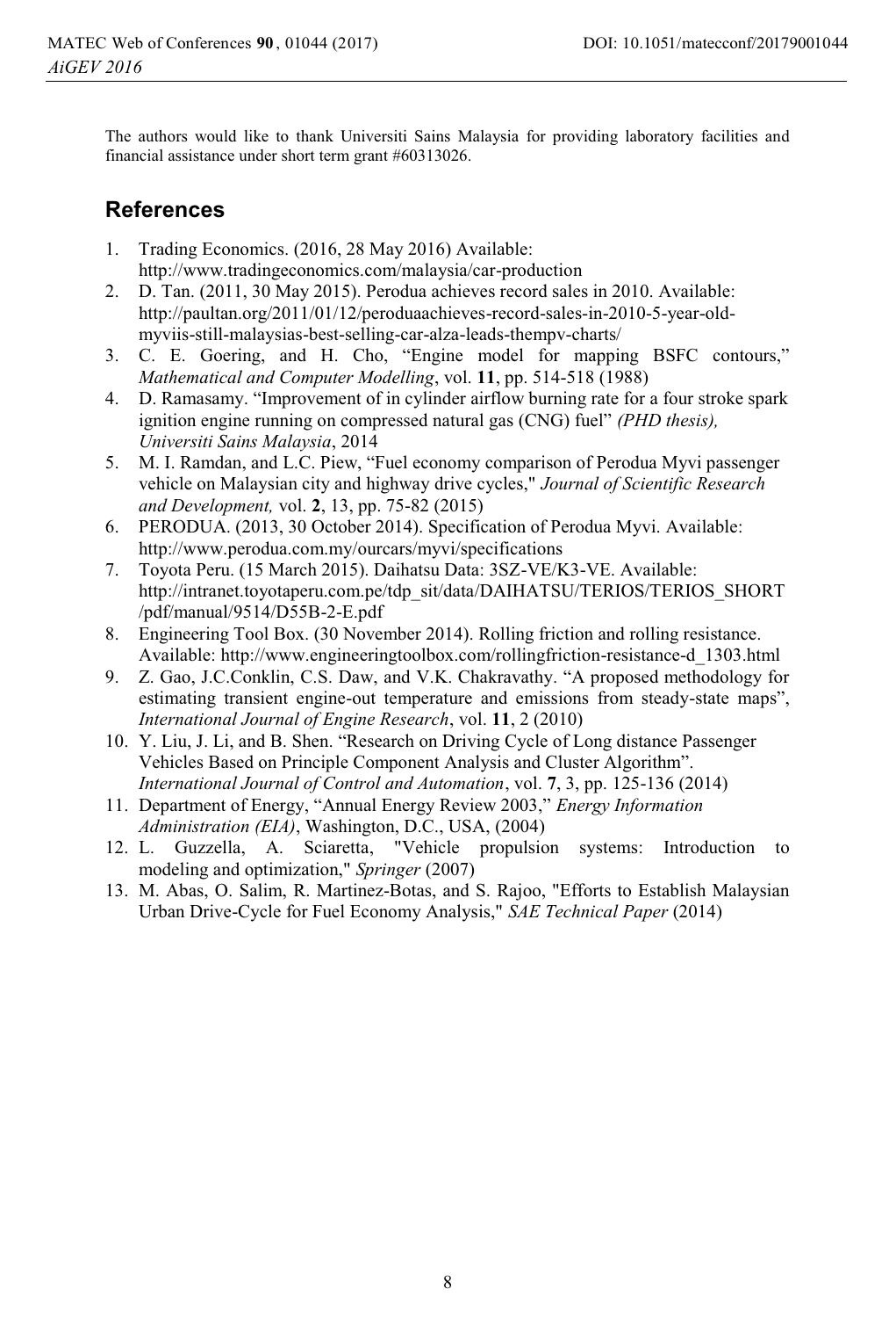The authors would like to thank Universiti Sains Malaysia for providing laboratory facilities and financial assistance under short term grant #60313026.

## References

1. Trading Economics. (2016, 28 May 2016) Available: http://www.tradingeconomics.com/malaysia/car-production
2. D. Tan. (2011, 30 May 2015). Perodua achieves record sales in 2010. Available: http://paultan.org/2011/01/12/peroduaachieves-record-sales-in-2010-5-year-old-myviis-still-malaysias-best-selling-car-alza-leads-thempv-charts/
3. C. E. Goering, and H. Cho, "Engine model for mapping BSFC contours," *Mathematical and Computer Modelling*, vol. **11**, pp. 514-518 (1988)
4. D. Ramasamy. "Improvement of in cylinder airflow burning rate for a four stroke spark ignition engine running on compressed natural gas (CNG) fuel" *(PHD thesis), Universiti Sains Malaysia*, 2014
5. M. I. Ramdan, and L.C. Piew, "Fuel economy comparison of Perodua Myvi passenger vehicle on Malaysian city and highway drive cycles," *Journal of Scientific Research and Development,* vol. **2**, 13, pp. 75-82 (2015)
6. PERODUA. (2013, 30 October 2014). Specification of Perodua Myvi. Available: http://www.perodua.com.my/ourcars/myvi/specifications
7. Toyota Peru. (15 March 2015). Daihatsu Data: 3SZ-VE/K3-VE. Available: http://intranet.toyotaperu.com.pe/tdp_sit/data/DAIHATSU/TERIOS/TERIOS_SHORT/pdf/manual/9514/D55B-2-E.pdf
8. Engineering Tool Box. (30 November 2014). Rolling friction and rolling resistance. Available: http://www.engineeringtoolbox.com/rollingfriction-resistance-d_1303.html
9. Z. Gao, J.C.Conklin, C.S. Daw, and V.K. Chakravathy. "A proposed methodology for estimating transient engine-out temperature and emissions from steady-state maps", *International Journal of Engine Research*, vol. **11**, 2 (2010)
10. Y. Liu, J. Li, and B. Shen. "Research on Driving Cycle of Long distance Passenger Vehicles Based on Principle Component Analysis and Cluster Algorithm". *International Journal of Control and Automation*, vol. **7**, 3, pp. 125-136 (2014)
11. Department of Energy, "Annual Energy Review 2003," *Energy Information Administration (EIA)*, Washington, D.C., USA, (2004)
12. L. Guzzella, A. Sciaretta, "Vehicle propulsion systems: Introduction to modeling and optimization," *Springer* (2007)
13. M. Abas, O. Salim, R. Martinez-Botas, and S. Rajoo, "Efforts to Establish Malaysian Urban Drive-Cycle for Fuel Economy Analysis," *SAE Technical Paper* (2014)